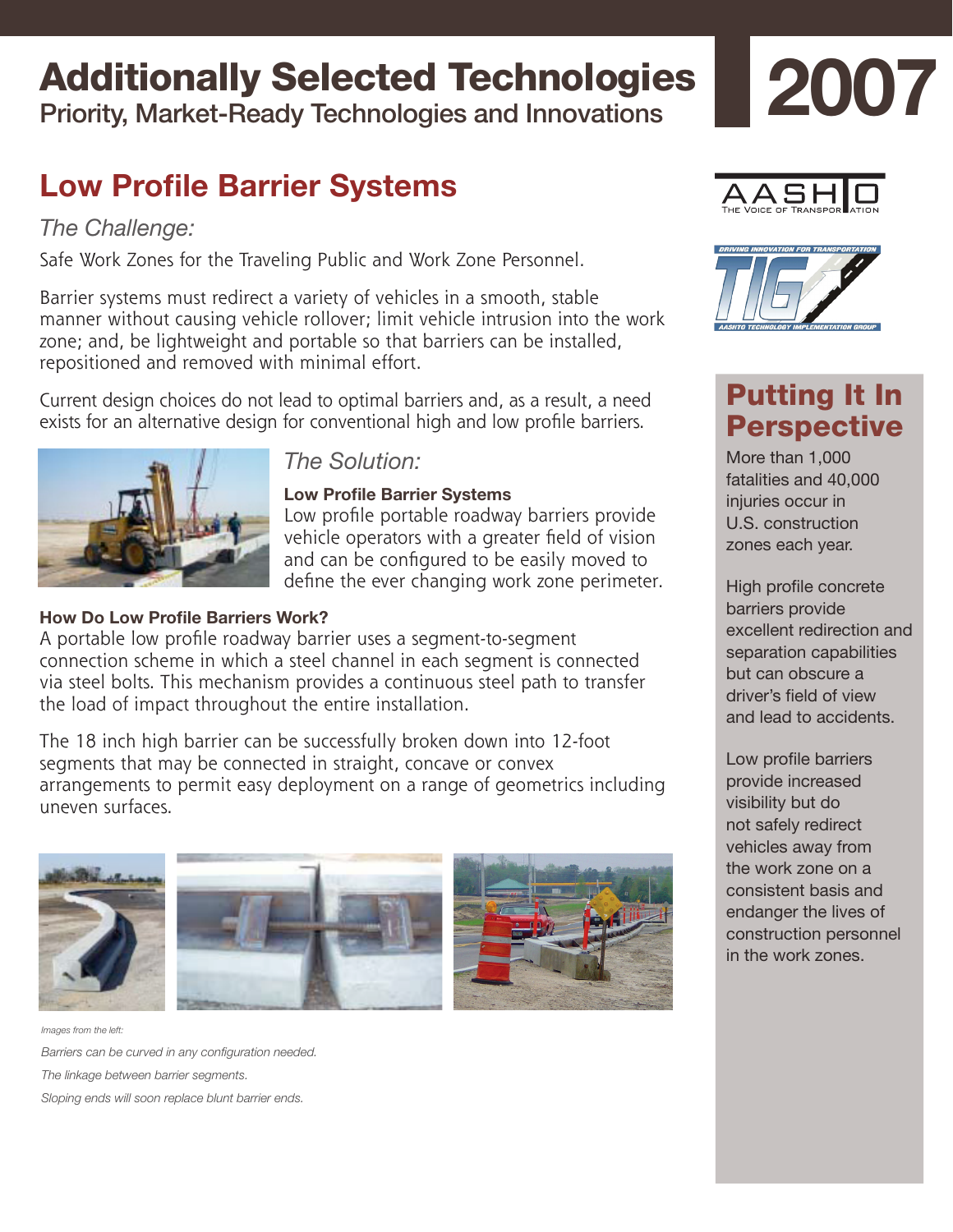# Additionally Selected Technologies

Priority, Market-Ready Technologies and Innovations

2007

## Low Profile Barrier Systems

*The Challenge:*

Safe Work Zones for the Traveling Public and Work Zone Personnel.

Barrier systems must redirect a variety of vehicles in a smooth, stable manner without causing vehicle rollover; limit vehicle intrusion into the work zone; and, be lightweight and portable so that barriers can be installed, repositioned and removed with minimal effort.

Current design choices do not lead to optimal barriers and, as a result, a need exists for an alternative design for conventional high and low profile barriers.

*The Solution:*

**Low Profile Barrier Systems**

Low profile portable roadway barriers provide vehicle operators with a greater field of vision and can be configured to be easily moved to define the ever changing work zone perimeter.

**How Do Low Profile Barriers Work?**

A portable low profile roadway barrier uses a segment-to-segment connection scheme in which a steel channel in each segment is connected via steel bolts. This mechanism provides a continuous steel path to transfer the load of impact throughout the entire installation.

The 18 inch high barrier can be successfully broken down into 12-foot segments that may be connected in straight, concave or convex arrangements to permit easy deployment on a range of geometrics including uneven surfaces.

*Images from the left:*

*Barriers can be curved in any configuration needed.*

*The linkage between barrier segments.*

*Sloping ends will soon replace blunt barrier ends.*

## Putting It In Perspective

More than 1,000 fatalities and 40,000 injuries occur in U.S. construction zones each year.

High profile concrete barriers provide excellent redirection and separation capabilities but can obscure a driver's field of view and lead to accidents.

Low profile barriers provide increased visibility but do not safely redirect vehicles away from the work zone on a consistent basis and endanger the lives of construction personnel in the work zones.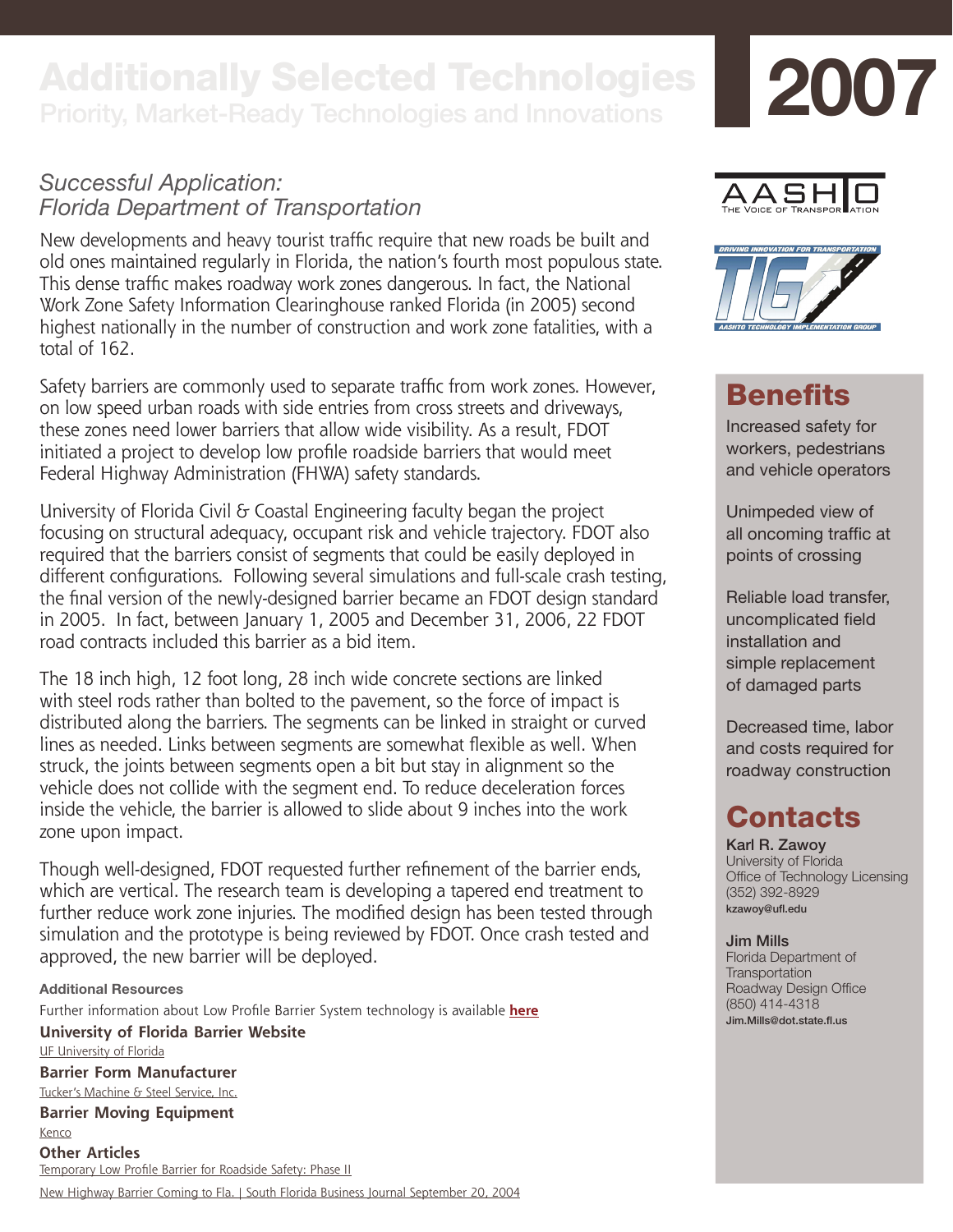# Additionally Selected Technologies

## Priority, Market-Ready Technologies and Innovations

# 2007

### *Successful Application: Florida Department of Transportation*

New developments and heavy tourist traffic require that new roads be built and old ones maintained regularly in Florida, the nation's fourth most populous state. This dense traffic makes roadway work zones dangerous. In fact, the National Work Zone Safety Information Clearinghouse ranked Florida (in 2005) second highest nationally in the number of construction and work zone fatalities, with a total of 162.

Safety barriers are commonly used to separate traffic from work zones. However, on low speed urban roads with side entries from cross streets and driveways, these zones need lower barriers that allow wide visibility. As a result, FDOT initiated a project to develop low profile roadside barriers that would meet Federal Highway Administration (FHWA) safety standards.

University of Florida Civil & Coastal Engineering faculty began the project focusing on structural adequacy, occupant risk and vehicle trajectory. FDOT also required that the barriers consist of segments that could be easily deployed in different configurations. Following several simulations and full-scale crash testing, the final version of the newly-designed barrier became an FDOT design standard in 2005. In fact, between January 1, 2005 and December 31, 2006, 22 FDOT road contracts included this barrier as a bid item.

The 18 inch high, 12 foot long, 28 inch wide concrete sections are linked with steel rods rather than bolted to the pavement, so the force of impact is distributed along the barriers. The segments can be linked in straight or curved lines as needed. Links between segments are somewhat flexible as well. When struck, the joints between segments open a bit but stay in alignment so the vehicle does not collide with the segment end. To reduce deceleration forces inside the vehicle, the barrier is allowed to slide about 9 inches into the work zone upon impact.

Though well-designed, FDOT requested further refinement of the barrier ends, which are vertical. The research team is developing a tapered end treatment to further reduce work zone injuries. The modified design has been tested through simulation and the prototype is being reviewed by FDOT. Once crash tested and approved, the new barrier will be deployed.

**Additional Resources**

Further information about Low Profile Barrier System technology is available **here**

**University of Florida Barrier Website**

UF University of Florida

**Barrier Form Manufacturer**

Tucker's Machine & Steel Service, Inc.

**Barrier Moving Equipment**

Kenco

**Other Articles**

Temporary Low Profile Barrier for Roadside Safety: Phase II

New Highway Barrier Coming to Fla. | South Florida Business Journal September 20, 2004

AASHTO THE VOICE OF TRANSPORTATION

DRIVING INNOVATION FOR TRANSPORTATION — TIG — AASHTO TECHNOLOGY IMPLEMENTATION GROUP

## Benefits

Increased safety for workers, pedestrians and vehicle operators

Unimpeded view of all oncoming traffic at points of crossing

Reliable load transfer, uncomplicated field installation and simple replacement of damaged parts

Decreased time, labor and costs required for roadway construction

## Contacts

**Karl R. Zawoy**
University of Florida
Office of Technology Licensing
(352) 392-8929
kzawoy@ufl.edu

**Jim Mills**
Florida Department of Transportation
Roadway Design Office
(850) 414-4318
Jim.Mills@dot.state.fl.us